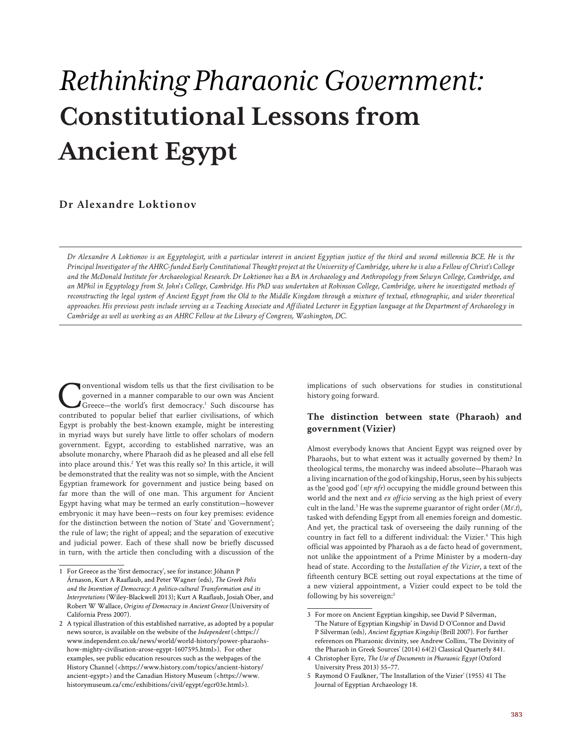# *Rethinking Pharaonic Government:* Constitutional Lessons from Ancient Egypt

**Dr Alexandre Loktionov**

*Dr Alexandre A Loktionov is an Egyptologist, with a particular interest in ancient Egyptian justice of the third and second millennia BCE. He is the Principal Investigator of the AHRC-funded Early Constitutional Thought project at the University of Cambridge, where he is also a Fellow of Christ's College and the McDonald Institute for Archaeological Research. Dr Loktionov has a BA in Archaeology and Anthropology from Selwyn College, Cambridge, and an MPhil in Egyptology from St. John's College, Cambridge. His PhD was undertaken at Robinson College, Cambridge, where he investigated methods of reconstructing the legal system of Ancient Egypt from the Old to the Middle Kingdom through a mixture of textual, ethnographic, and wider theoretical approaches. His previous posts include serving as a Teaching Associate and Affiliated Lecturer in Egyptian language at the Department of Archaeology in Cambridge as well as working as an AHRC Fellow at the Library of Congress, Washington, DC.*

Conventional wisdom tells us that the first civilisation to be governed in a manner comparable to our own was Ancient Greece—the world's first democracy.[1] Such discourse has contributed to popular belief that earlier civilisations, of which Egypt is probably the best-known example, might be interesting in myriad ways but surely have little to offer scholars of modern government. Egypt, according to established narrative, was an absolute monarchy, where Pharaoh did as he pleased and all else fell into place around this.[2] Yet was this really so? In this article, it will be demonstrated that the reality was not so simple, with the Ancient Egyptian framework for government and justice being based on far more than the will of one man. This argument for Ancient Egypt having what may be termed an early constitution—however embryonic it may have been—rests on four key premises: evidence for the distinction between the notion of 'State' and 'Government'; the rule of law; the right of appeal; and the separation of executive and judicial power. Each of these shall now be briefly discussed in turn, with the article then concluding with a discussion of the implications of such observations for studies in constitutional history going forward.

## The distinction between state (Pharaoh) and government (Vizier)

Almost everybody knows that Ancient Egypt was reigned over by Pharaohs, but to what extent was it actually governed by them? In theological terms, the monarchy was indeed absolute—Pharaoh was a living incarnation of the god of kingship, Horus, seen by his subjects as the 'good god' (*nṯr nfr*) occupying the middle ground between this world and the next and *ex officio* serving as the high priest of every cult in the land.[3] He was the supreme guarantor of right order (*Mꜣꜥ.t*), tasked with defending Egypt from all enemies foreign and domestic. And yet, the practical task of overseeing the daily running of the country in fact fell to a different individual: the Vizier.[4] This high official was appointed by Pharaoh as a de facto head of government, not unlike the appointment of a Prime Minister by a modern-day head of state. According to the *Installation of the Vizier*, a text of the fifteenth century BCE setting out royal expectations at the time of a new vizieral appointment, a Vizier could expect to be told the following by his sovereign:[5]

---

1 For Greece as the 'first democracy', see for instance: Jóhann P Árnason, Kurt A Raaflaub, and Peter Wagner (eds), *The Greek Polis and the Invention of Democracy: A politico-cultural Transformation and its Interpretations* (Wiley-Blackwell 2013); Kurt A Raaflaub, Josiah Ober, and Robert W Wallace, *Origins of Democracy in Ancient Greece* (University of California Press 2007).

2 A typical illustration of this established narrative, as adopted by a popular news source, is available on the website of the *Independent* (<https://www.independent.co.uk/news/world/world-history/power-pharaohs-how-mighty-civilisation-arose-egypt-1607595.html>). For other examples, see public education resources such as the webpages of the History Channel (<https://www.history.com/topics/ancient-history/ancient-egypt>) and the Canadian History Museum (<https://www.historymuseum.ca/cmc/exhibitions/civil/egypt/egcr03e.html>).

3 For more on Ancient Egyptian kingship, see David P Silverman, 'The Nature of Egyptian Kingship' in David D O'Connor and David P Silverman (eds), *Ancient Egyptian Kingship* (Brill 2007). For further references on Pharaonic divinity, see Andrew Collins, 'The Divinity of the Pharaoh in Greek Sources' (2014) 64(2) Classical Quarterly 841.

4 Christopher Eyre, *The Use of Documents in Pharaonic Egypt* (Oxford University Press 2013) 55–77.

5 Raymond O Faulkner, 'The Installation of the Vizier' (1955) 41 The Journal of Egyptian Archaeology 18.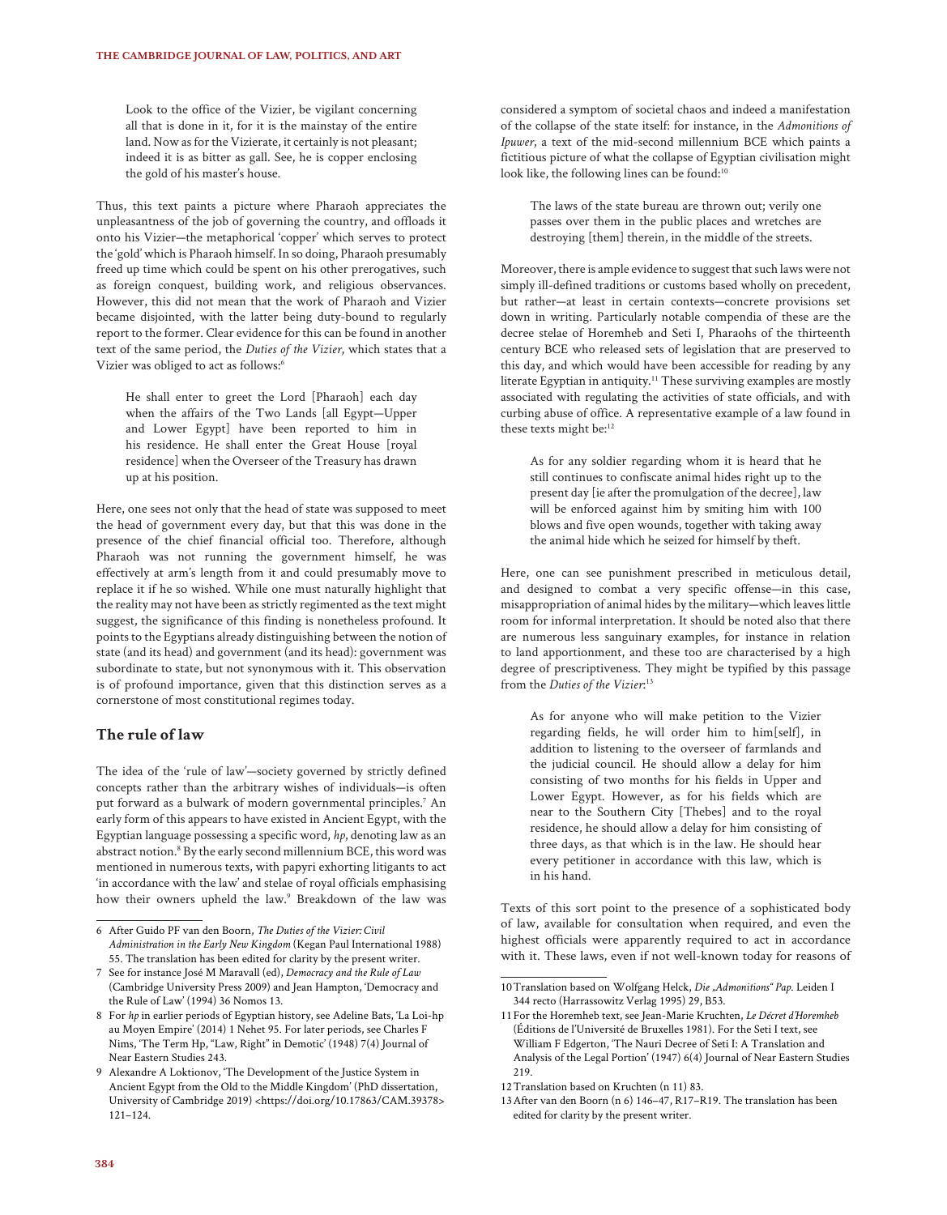> Look to the office of the Vizier, be vigilant concerning all that is done in it, for it is the mainstay of the entire land. Now as for the Vizierate, it certainly is not pleasant; indeed it is as bitter as gall. See, he is copper enclosing the gold of his master's house.

Thus, this text paints a picture where Pharaoh appreciates the unpleasantness of the job of governing the country, and offloads it onto his Vizier—the metaphorical 'copper' which serves to protect the 'gold' which is Pharaoh himself. In so doing, Pharaoh presumably freed up time which could be spent on his other prerogatives, such as foreign conquest, building work, and religious observances. However, this did not mean that the work of Pharaoh and Vizier became disjointed, with the latter being duty-bound to regularly report to the former. Clear evidence for this can be found in another text of the same period, the *Duties of the Vizier*, which states that a Vizier was obliged to act as follows:[6]

> He shall enter to greet the Lord [Pharaoh] each day when the affairs of the Two Lands [all Egypt—Upper and Lower Egypt] have been reported to him in his residence. He shall enter the Great House [royal residence] when the Overseer of the Treasury has drawn up at his position.

Here, one sees not only that the head of state was supposed to meet the head of government every day, but that this was done in the presence of the chief financial official too. Therefore, although Pharaoh was not running the government himself, he was effectively at arm's length from it and could presumably move to replace it if he so wished. While one must naturally highlight that the reality may not have been as strictly regimented as the text might suggest, the significance of this finding is nonetheless profound. It points to the Egyptians already distinguishing between the notion of state (and its head) and government (and its head): government was subordinate to state, but not synonymous with it. This observation is of profound importance, given that this distinction serves as a cornerstone of most constitutional regimes today.

## The rule of law

The idea of the 'rule of law'—society governed by strictly defined concepts rather than the arbitrary wishes of individuals—is often put forward as a bulwark of modern governmental principles.[7] An early form of this appears to have existed in Ancient Egypt, with the Egyptian language possessing a specific word, *hp*, denoting law as an abstract notion.[8] By the early second millennium BCE, this word was mentioned in numerous texts, with papyri exhorting litigants to act 'in accordance with the law' and stelae of royal officials emphasising how their owners upheld the law.[9] Breakdown of the law was considered a symptom of societal chaos and indeed a manifestation of the collapse of the state itself: for instance, in the *Admonitions of Ipuwer*, a text of the mid-second millennium BCE which paints a fictitious picture of what the collapse of Egyptian civilisation might look like, the following lines can be found:[10]

> The laws of the state bureau are thrown out; verily one passes over them in the public places and wretches are destroying [them] therein, in the middle of the streets.

Moreover, there is ample evidence to suggest that such laws were not simply ill-defined traditions or customs based wholly on precedent, but rather—at least in certain contexts—concrete provisions set down in writing. Particularly notable compendia of these are the decree stelae of Horemheb and Seti I, Pharaohs of the thirteenth century BCE who released sets of legislation that are preserved to this day, and which would have been accessible for reading by any literate Egyptian in antiquity.[11] These surviving examples are mostly associated with regulating the activities of state officials, and with curbing abuse of office. A representative example of a law found in these texts might be:[12]

> As for any soldier regarding whom it is heard that he still continues to confiscate animal hides right up to the present day [ie after the promulgation of the decree], law will be enforced against him by smiting him with 100 blows and five open wounds, together with taking away the animal hide which he seized for himself by theft.

Here, one can see punishment prescribed in meticulous detail, and designed to combat a very specific offense—in this case, misappropriation of animal hides by the military—which leaves little room for informal interpretation. It should be noted also that there are numerous less sanguinary examples, for instance in relation to land apportionment, and these too are characterised by a high degree of prescriptiveness. They might be typified by this passage from the *Duties of the Vizier*:[13]

> As for anyone who will make petition to the Vizier regarding fields, he will order him to him[self], in addition to listening to the overseer of farmlands and the judicial council. He should allow a delay for him consisting of two months for his fields in Upper and Lower Egypt. However, as for his fields which are near to the Southern City [Thebes] and to the royal residence, he should allow a delay for him consisting of three days, as that which is in the law. He should hear every petitioner in accordance with this law, which is in his hand.

Texts of this sort point to the presence of a sophisticated body of law, available for consultation when required, and even the highest officials were apparently required to act in accordance with it. These laws, even if not well-known today for reasons of

---

6 After Guido PF van den Boorn, *The Duties of the Vizier: Civil Administration in the Early New Kingdom* (Kegan Paul International 1988) 55. The translation has been edited for clarity by the present writer.

7 See for instance José M Maravall (ed), *Democracy and the Rule of Law* (Cambridge University Press 2009) and Jean Hampton, 'Democracy and the Rule of Law' (1994) 36 Nomos 13.

8 For *hp* in earlier periods of Egyptian history, see Adeline Bats, 'La Loi-hp au Moyen Empire' (2014) 1 Nehet 95. For later periods, see Charles F Nims, 'The Term Hp, "Law, Right" in Demotic' (1948) 7(4) Journal of Near Eastern Studies 243.

9 Alexandre A Loktionov, 'The Development of the Justice System in Ancient Egypt from the Old to the Middle Kingdom' (PhD dissertation, University of Cambridge 2019) <https://doi.org/10.17863/CAM.39378> 121–124.

10 Translation based on Wolfgang Helck, *Die „Admonitions" Pap.* Leiden I 344 recto (Harrassowitz Verlag 1995) 29, B53.

11 For the Horemheb text, see Jean-Marie Kruchten, *Le Décret d'Horemheb* (Éditions de l'Université de Bruxelles 1981). For the Seti I text, see William F Edgerton, 'The Nauri Decree of Seti I: A Translation and Analysis of the Legal Portion' (1947) 6(4) Journal of Near Eastern Studies 219.

12 Translation based on Kruchten (n 11) 83.

13 After van den Boorn (n 6) 146–47, R17–R19. The translation has been edited for clarity by the present writer.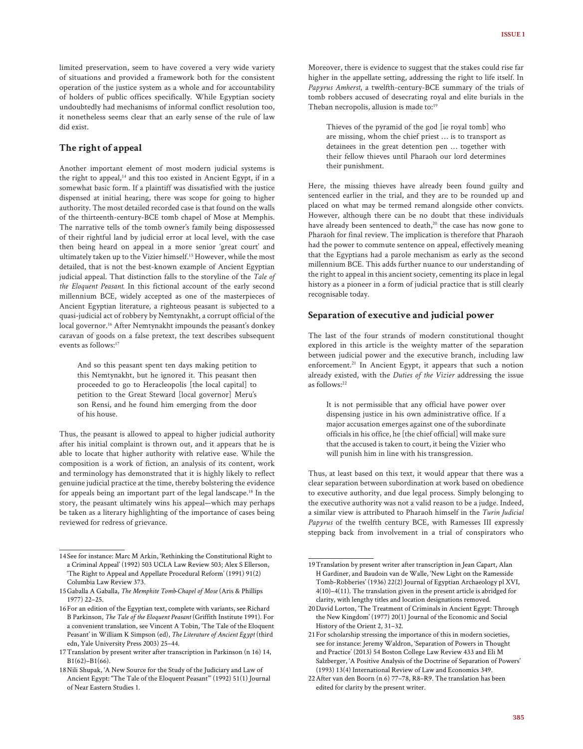limited preservation, seem to have covered a very wide variety of situations and provided a framework both for the consistent operation of the justice system as a whole and for accountability of holders of public offices specifically. While Egyptian society undoubtedly had mechanisms of informal conflict resolution too, it nonetheless seems clear that an early sense of the rule of law did exist.

## The right of appeal

Another important element of most modern judicial systems is the right to appeal,[14] and this too existed in Ancient Egypt, if in a somewhat basic form. If a plaintiff was dissatisfied with the justice dispensed at initial hearing, there was scope for going to higher authority. The most detailed recorded case is that found on the walls of the thirteenth-century-BCE tomb chapel of Mose at Memphis. The narrative tells of the tomb owner's family being dispossessed of their rightful land by judicial error at local level, with the case then being heard on appeal in a more senior 'great court' and ultimately taken up to the Vizier himself.[15] However, while the most detailed, that is not the best-known example of Ancient Egyptian judicial appeal. That distinction falls to the storyline of the *Tale of the Eloquent Peasant*. In this fictional account of the early second millennium BCE, widely accepted as one of the masterpieces of Ancient Egyptian literature, a righteous peasant is subjected to a quasi-judicial act of robbery by Nemtynakht, a corrupt official of the local governor.[16] After Nemtynakht impounds the peasant's donkey caravan of goods on a false pretext, the text describes subsequent events as follows:[17]

> And so this peasant spent ten days making petition to this Nemtynakht, but he ignored it. This peasant then proceeded to go to Heracleopolis [the local capital] to petition to the Great Steward [local governor] Meru's son Rensi, and he found him emerging from the door of his house.

Thus, the peasant is allowed to appeal to higher judicial authority after his initial complaint is thrown out, and it appears that he is able to locate that higher authority with relative ease. While the composition is a work of fiction, an analysis of its content, work and terminology has demonstrated that it is highly likely to reflect genuine judicial practice at the time, thereby bolstering the evidence for appeals being an important part of the legal landscape.[18] In the story, the peasant ultimately wins his appeal—which may perhaps be taken as a literary highlighting of the importance of cases being reviewed for redress of grievance.

Moreover, there is evidence to suggest that the stakes could rise far higher in the appellate setting, addressing the right to life itself. In *Papyrus Amherst*, a twelfth-century-BCE summary of the trials of tomb robbers accused of desecrating royal and elite burials in the Theban necropolis, allusion is made to:[19]

> Thieves of the pyramid of the god [ie royal tomb] who are missing, whom the chief priest … is to transport as detainees in the great detention pen … together with their fellow thieves until Pharaoh our lord determines their punishment.

Here, the missing thieves have already been found guilty and sentenced earlier in the trial, and they are to be rounded up and placed on what may be termed remand alongside other convicts. However, although there can be no doubt that these individuals have already been sentenced to death,[20] the case has now gone to Pharaoh for final review. The implication is therefore that Pharaoh had the power to commute sentence on appeal, effectively meaning that the Egyptians had a parole mechanism as early as the second millennium BCE. This adds further nuance to our understanding of the right to appeal in this ancient society, cementing its place in legal history as a pioneer in a form of judicial practice that is still clearly recognisable today.

## Separation of executive and judicial power

The last of the four strands of modern constitutional thought explored in this article is the weighty matter of the separation between judicial power and the executive branch, including law enforcement.[21] In Ancient Egypt, it appears that such a notion already existed, with the *Duties of the Vizier* addressing the issue as follows:[22]

> It is not permissible that any official have power over dispensing justice in his own administrative office. If a major accusation emerges against one of the subordinate officials in his office, he [the chief official] will make sure that the accused is taken to court, it being the Vizier who will punish him in line with his transgression.

Thus, at least based on this text, it would appear that there was a clear separation between subordination at work based on obedience to executive authority, and due legal process. Simply belonging to the executive authority was not a valid reason to be a judge. Indeed, a similar view is attributed to Pharaoh himself in the *Turin Judicial Papyrus* of the twelfth century BCE, with Ramesses III expressly stepping back from involvement in a trial of conspirators who

---

14 See for instance: Marc M Arkin, 'Rethinking the Constitutional Right to a Criminal Appeal' (1992) 503 UCLA Law Review 503; Alex S Ellerson, 'The Right to Appeal and Appellate Procedural Reform' (1991) 91(2) Columbia Law Review 373.

15 Gaballa A Gaballa, *The Memphite Tomb-Chapel of Mose* (Aris & Phillips 1977) 22–25.

16 For an edition of the Egyptian text, complete with variants, see Richard B Parkinson, *The Tale of the Eloquent Peasant* (Griffith Institute 1991). For a convenient translation, see Vincent A Tobin, 'The Tale of the Eloquent Peasant' in William K Simpson (ed), *The Literature of Ancient Egypt* (third edn, Yale University Press 2003) 25–44.

17 Translation by present writer after transcription in Parkinson (n 16) 14, B1(62)–B1(66).

18 Nili Shupak, 'A New Source for the Study of the Judiciary and Law of Ancient Egypt: "The Tale of the Eloquent Peasant"' (1992) 51(1) Journal of Near Eastern Studies 1.

19 Translation by present writer after transcription in Jean Capart, Alan H Gardiner, and Baudoin van de Walle, 'New Light on the Ramesside Tomb-Robberies' (1936) 22(2) Journal of Egyptian Archaeology pl XVI, 4(10)–4(11). The translation given in the present article is abridged for clarity, with lengthy titles and location designations removed.

20 David Lorton, 'The Treatment of Criminals in Ancient Egypt: Through the New Kingdom' (1977) 20(1) Journal of the Economic and Social History of the Orient 2, 31–32.

21 For scholarship stressing the importance of this in modern societies, see for instance: Jeremy Waldron, 'Separation of Powers in Thought and Practice' (2013) 54 Boston College Law Review 433 and Eli M Salzberger, 'A Positive Analysis of the Doctrine of Separation of Powers' (1993) 13(4) International Review of Law and Economics 349.

22 After van den Boorn (n 6) 77–78, R8–R9. The translation has been edited for clarity by the present writer.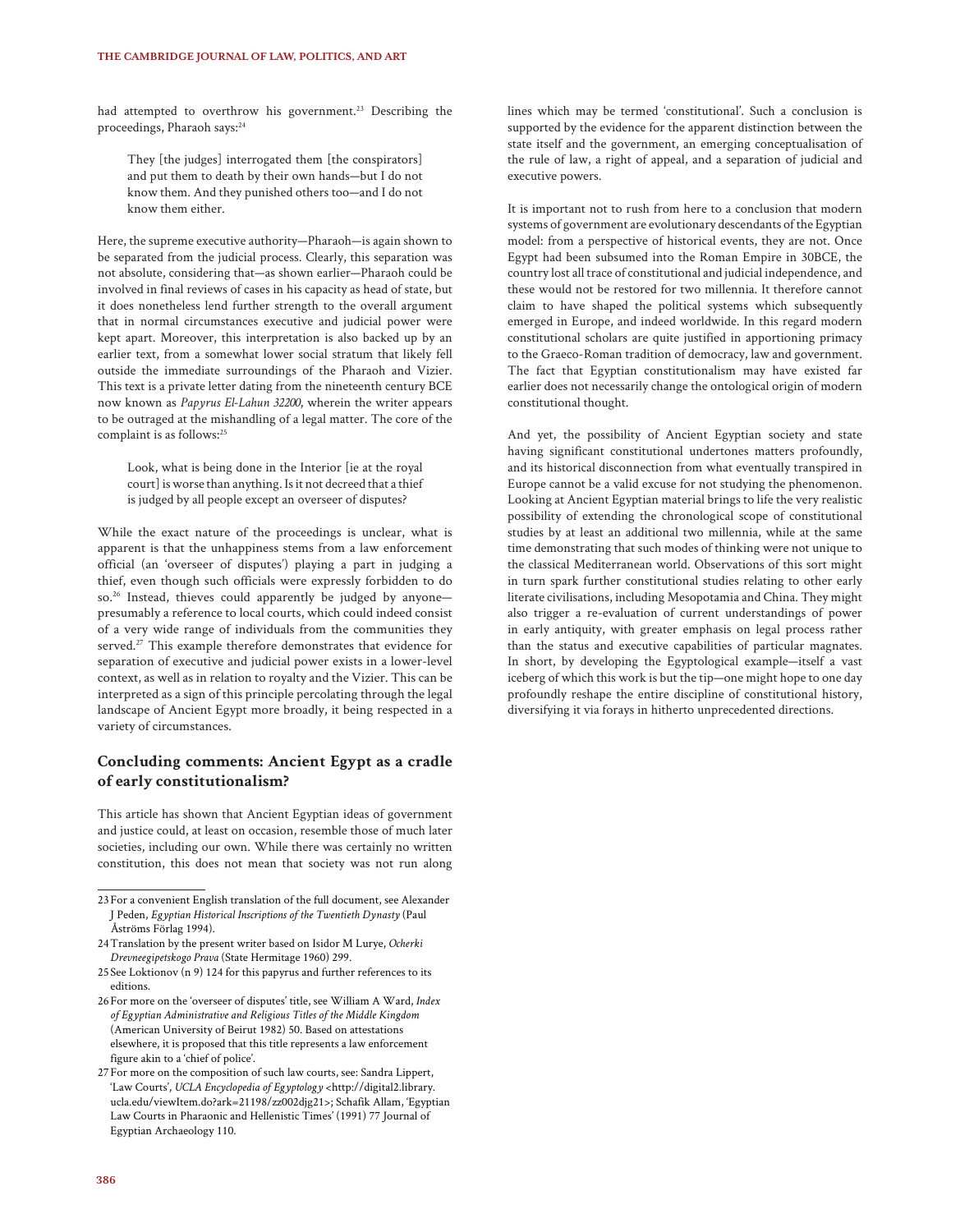had attempted to overthrow his government.[23] Describing the proceedings, Pharaoh says:[24]

> They [the judges] interrogated them [the conspirators] and put them to death by their own hands—but I do not know them. And they punished others too—and I do not know them either.

Here, the supreme executive authority—Pharaoh—is again shown to be separated from the judicial process. Clearly, this separation was not absolute, considering that—as shown earlier—Pharaoh could be involved in final reviews of cases in his capacity as head of state, but it does nonetheless lend further strength to the overall argument that in normal circumstances executive and judicial power were kept apart. Moreover, this interpretation is also backed up by an earlier text, from a somewhat lower social stratum that likely fell outside the immediate surroundings of the Pharaoh and Vizier. This text is a private letter dating from the nineteenth century BCE now known as *Papyrus El-Lahun 32200*, wherein the writer appears to be outraged at the mishandling of a legal matter. The core of the complaint is as follows:[25]

> Look, what is being done in the Interior [ie at the royal court] is worse than anything. Is it not decreed that a thief is judged by all people except an overseer of disputes?

While the exact nature of the proceedings is unclear, what is apparent is that the unhappiness stems from a law enforcement official (an 'overseer of disputes') playing a part in judging a thief, even though such officials were expressly forbidden to do so.[26] Instead, thieves could apparently be judged by anyone—presumably a reference to local courts, which could indeed consist of a very wide range of individuals from the communities they served.[27] This example therefore demonstrates that evidence for separation of executive and judicial power exists in a lower-level context, as well as in relation to royalty and the Vizier. This can be interpreted as a sign of this principle percolating through the legal landscape of Ancient Egypt more broadly, it being respected in a variety of circumstances.

## Concluding comments: Ancient Egypt as a cradle of early constitutionalism?

This article has shown that Ancient Egyptian ideas of government and justice could, at least on occasion, resemble those of much later societies, including our own. While there was certainly no written constitution, this does not mean that society was not run along lines which may be termed 'constitutional'. Such a conclusion is supported by the evidence for the apparent distinction between the state itself and the government, an emerging conceptualisation of the rule of law, a right of appeal, and a separation of judicial and executive powers.

It is important not to rush from here to a conclusion that modern systems of government are evolutionary descendants of the Egyptian model: from a perspective of historical events, they are not. Once Egypt had been subsumed into the Roman Empire in 30BCE, the country lost all trace of constitutional and judicial independence, and these would not be restored for two millennia. It therefore cannot claim to have shaped the political systems which subsequently emerged in Europe, and indeed worldwide. In this regard modern constitutional scholars are quite justified in apportioning primacy to the Graeco-Roman tradition of democracy, law and government. The fact that Egyptian constitutionalism may have existed far earlier does not necessarily change the ontological origin of modern constitutional thought.

And yet, the possibility of Ancient Egyptian society and state having significant constitutional undertones matters profoundly, and its historical disconnection from what eventually transpired in Europe cannot be a valid excuse for not studying the phenomenon. Looking at Ancient Egyptian material brings to life the very realistic possibility of extending the chronological scope of constitutional studies by at least an additional two millennia, while at the same time demonstrating that such modes of thinking were not unique to the classical Mediterranean world. Observations of this sort might in turn spark further constitutional studies relating to other early literate civilisations, including Mesopotamia and China. They might also trigger a re-evaluation of current understandings of power in early antiquity, with greater emphasis on legal process rather than the status and executive capabilities of particular magnates. In short, by developing the Egyptological example—itself a vast iceberg of which this work is but the tip—one might hope to one day profoundly reshape the entire discipline of constitutional history, diversifying it via forays in hitherto unprecedented directions.

---

23 For a convenient English translation of the full document, see Alexander J Peden, *Egyptian Historical Inscriptions of the Twentieth Dynasty* (Paul Åströms Förlag 1994).

24 Translation by the present writer based on Isidor M Lurye, *Ocherki Drevneegipetskogo Prava* (State Hermitage 1960) 299.

25 See Loktionov (n 9) 124 for this papyrus and further references to its editions.

26 For more on the 'overseer of disputes' title, see William A Ward, *Index of Egyptian Administrative and Religious Titles of the Middle Kingdom* (American University of Beirut 1982) 50. Based on attestations elsewhere, it is proposed that this title represents a law enforcement figure akin to a 'chief of police'.

27 For more on the composition of such law courts, see: Sandra Lippert, 'Law Courts', *UCLA Encyclopedia of Egyptology* <http://digital2.library.ucla.edu/viewItem.do?ark=21198/zz002djg21>; Schafik Allam, 'Egyptian Law Courts in Pharaonic and Hellenistic Times' (1991) 77 Journal of Egyptian Archaeology 110.